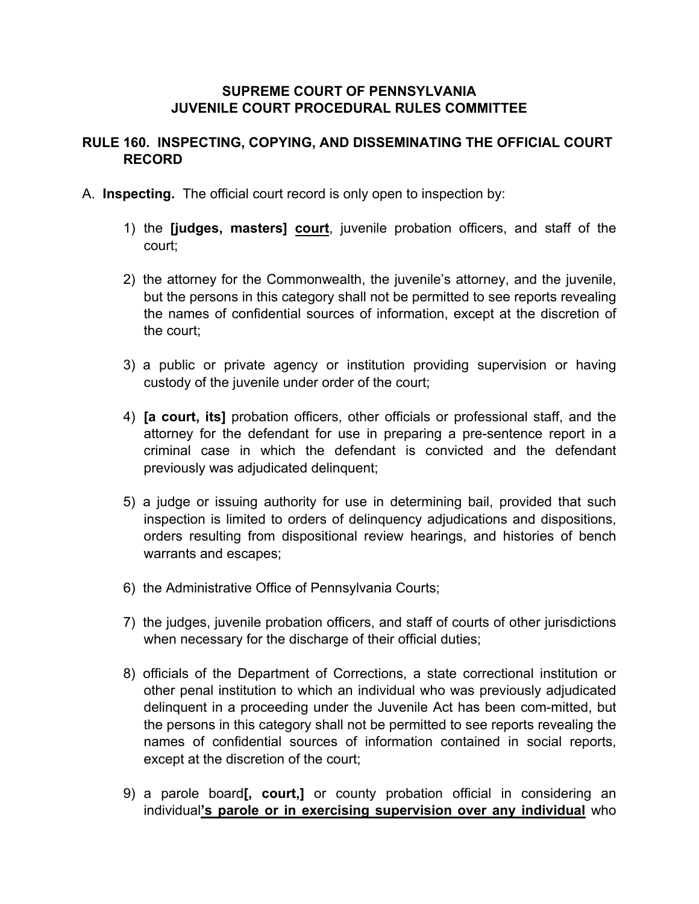**SUPREME COURT OF PENNSYLVANIA**
**JUVENILE COURT PROCEDURAL RULES COMMITTEE**

**RULE 160. INSPECTING, COPYING, AND DISSEMINATING THE OFFICIAL COURT RECORD**

A. **Inspecting.** The official court record is only open to inspection by:

1) the **[judges, masters]** **<u>court</u>**, juvenile probation officers, and staff of the court;

2) the attorney for the Commonwealth, the juvenile's attorney, and the juvenile, but the persons in this category shall not be permitted to see reports revealing the names of confidential sources of information, except at the discretion of the court;

3) a public or private agency or institution providing supervision or having custody of the juvenile under order of the court;

4) **[a court, its]** probation officers, other officials or professional staff, and the attorney for the defendant for use in preparing a pre-sentence report in a criminal case in which the defendant is convicted and the defendant previously was adjudicated delinquent;

5) a judge or issuing authority for use in determining bail, provided that such inspection is limited to orders of delinquency adjudications and dispositions, orders resulting from dispositional review hearings, and histories of bench warrants and escapes;

6) the Administrative Office of Pennsylvania Courts;

7) the judges, juvenile probation officers, and staff of courts of other jurisdictions when necessary for the discharge of their official duties;

8) officials of the Department of Corrections, a state correctional institution or other penal institution to which an individual who was previously adjudicated delinquent in a proceeding under the Juvenile Act has been com-mitted, but the persons in this category shall not be permitted to see reports revealing the names of confidential sources of information contained in social reports, except at the discretion of the court;

9) a parole board**[, court,]** or county probation official in considering an individual**<u>'s parole or in exercising supervision over any individual</u>** who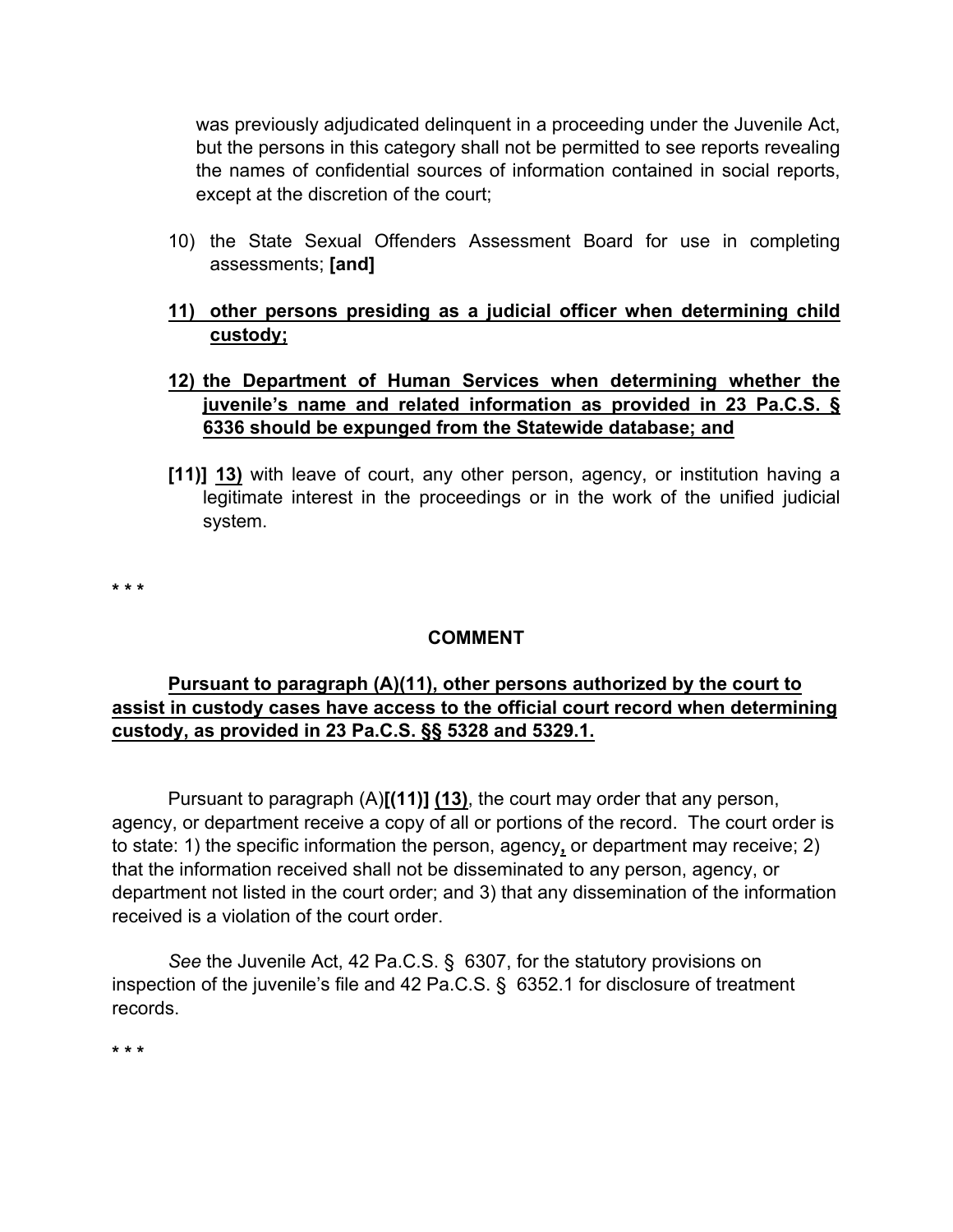was previously adjudicated delinquent in a proceeding under the Juvenile Act, but the persons in this category shall not be permitted to see reports revealing the names of confidential sources of information contained in social reports, except at the discretion of the court;

10) the State Sexual Offenders Assessment Board for use in completing assessments; **[and]**

**<u>11) other persons presiding as a judicial officer when determining child custody;</u>**

**<u>12) the Department of Human Services when determining whether the juvenile's name and related information as provided in 23 Pa.C.S. § 6336 should be expunged from the Statewide database; and</u>**

**[11)]** **<u>13)</u>** with leave of court, any other person, agency, or institution having a legitimate interest in the proceedings or in the work of the unified judicial system.

\* \* \*

**COMMENT**

**<u>Pursuant to paragraph (A)(11), other persons authorized by the court to assist in custody cases have access to the official court record when determining custody, as provided in 23 Pa.C.S. §§ 5328 and 5329.1.</u>**

Pursuant to paragraph (A)**[(11)]** **<u>(13)</u>**, the court may order that any person, agency, or department receive a copy of all or portions of the record. The court order is to state: 1) the specific information the person, agency**<u>,</u>** or department may receive; 2) that the information received shall not be disseminated to any person, agency, or department not listed in the court order; and 3) that any dissemination of the information received is a violation of the court order.

*See* the Juvenile Act, 42 Pa.C.S. § 6307, for the statutory provisions on inspection of the juvenile's file and 42 Pa.C.S. § 6352.1 for disclosure of treatment records.

\* \* \*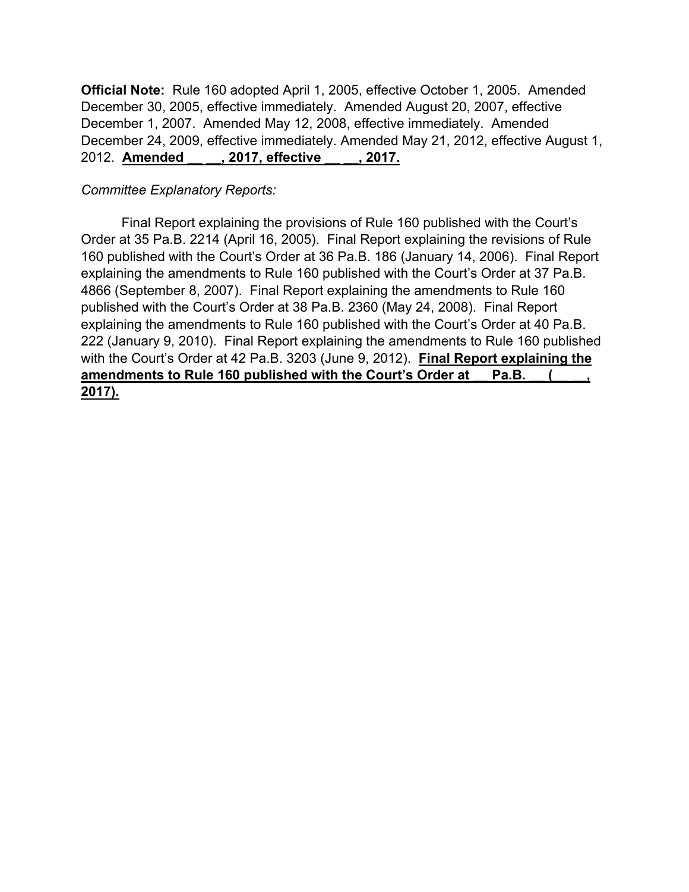**Official Note:** Rule 160 adopted April 1, 2005, effective October 1, 2005. Amended December 30, 2005, effective immediately. Amended August 20, 2007, effective December 1, 2007. Amended May 12, 2008, effective immediately. Amended December 24, 2009, effective immediately. Amended May 21, 2012, effective August 1, 2012. **<u>Amended __ __, 2017, effective __ __, 2017.</u>**

*Committee Explanatory Reports:*

Final Report explaining the provisions of Rule 160 published with the Court's Order at 35 Pa.B. 2214 (April 16, 2005). Final Report explaining the revisions of Rule 160 published with the Court's Order at 36 Pa.B. 186 (January 14, 2006). Final Report explaining the amendments to Rule 160 published with the Court's Order at 37 Pa.B. 4866 (September 8, 2007). Final Report explaining the amendments to Rule 160 published with the Court's Order at 38 Pa.B. 2360 (May 24, 2008). Final Report explaining the amendments to Rule 160 published with the Court's Order at 40 Pa.B. 222 (January 9, 2010). Final Report explaining the amendments to Rule 160 published with the Court's Order at 42 Pa.B. 3203 (June 9, 2012). **<u>Final Report explaining the amendments to Rule 160 published with the Court's Order at __ Pa.B. __ (__ __, 2017).</u>**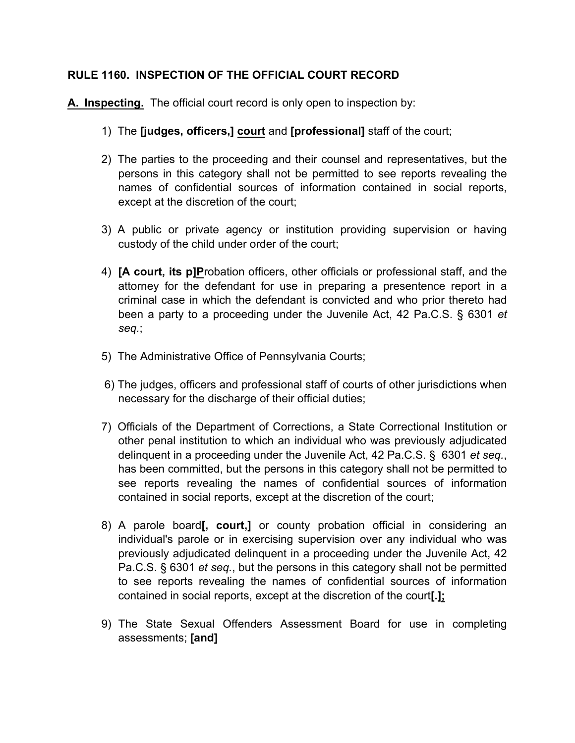**RULE 1160. INSPECTION OF THE OFFICIAL COURT RECORD**

**<u>A. Inspecting.</u>** The official court record is only open to inspection by:

1) The **[judges, officers,]** **<u>court</u>** and **[professional]** staff of the court;

2) The parties to the proceeding and their counsel and representatives, but the persons in this category shall not be permitted to see reports revealing the names of confidential sources of information contained in social reports, except at the discretion of the court;

3) A public or private agency or institution providing supervision or having custody of the child under order of the court;

4) **[A court, its p]<u>P</u>**robation officers, other officials or professional staff, and the attorney for the defendant for use in preparing a presentence report in a criminal case in which the defendant is convicted and who prior thereto had been a party to a proceeding under the Juvenile Act, 42 Pa.C.S. § 6301 *et seq.*;

5) The Administrative Office of Pennsylvania Courts;

6) The judges, officers and professional staff of courts of other jurisdictions when necessary for the discharge of their official duties;

7) Officials of the Department of Corrections, a State Correctional Institution or other penal institution to which an individual who was previously adjudicated delinquent in a proceeding under the Juvenile Act, 42 Pa.C.S. § 6301 *et seq.*, has been committed, but the persons in this category shall not be permitted to see reports revealing the names of confidential sources of information contained in social reports, except at the discretion of the court;

8) A parole board**[, court,]** or county probation official in considering an individual's parole or in exercising supervision over any individual who was previously adjudicated delinquent in a proceeding under the Juvenile Act, 42 Pa.C.S. § 6301 *et seq.*, but the persons in this category shall not be permitted to see reports revealing the names of confidential sources of information contained in social reports, except at the discretion of the court**[.]<u>;</u>**

9) The State Sexual Offenders Assessment Board for use in completing assessments; **[and]**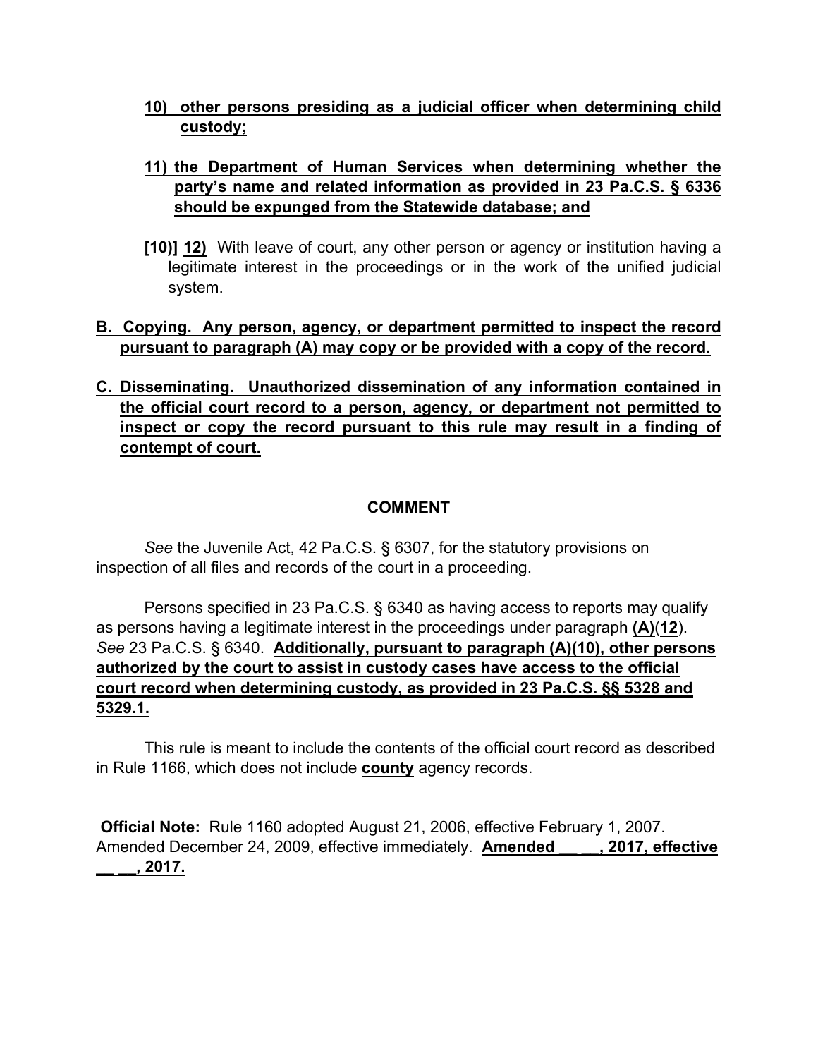**10) other persons presiding as a judicial officer when determining child custody;**

**11) the Department of Human Services when determining whether the party's name and related information as provided in 23 Pa.C.S. § 6336 should be expunged from the Statewide database; and**

**[10)]** **12)** With leave of court, any other person or agency or institution having a legitimate interest in the proceedings or in the work of the unified judicial system.

**B. Copying. Any person, agency, or department permitted to inspect the record pursuant to paragraph (A) may copy or be provided with a copy of the record.**

**C. Disseminating. Unauthorized dissemination of any information contained in the official court record to a person, agency, or department not permitted to inspect or copy the record pursuant to this rule may result in a finding of contempt of court.**

## COMMENT

*See* the Juvenile Act, 42 Pa.C.S. § 6307, for the statutory provisions on inspection of all files and records of the court in a proceeding.

Persons specified in 23 Pa.C.S. § 6340 as having access to reports may qualify as persons having a legitimate interest in the proceedings under paragraph **(A)**(**12**). *See* 23 Pa.C.S. § 6340. **Additionally, pursuant to paragraph (A)(10), other persons authorized by the court to assist in custody cases have access to the official court record when determining custody, as provided in 23 Pa.C.S. §§ 5328 and 5329.1.**

This rule is meant to include the contents of the official court record as described in Rule 1166, which does not include **county** agency records.

**Official Note:** Rule 1160 adopted August 21, 2006, effective February 1, 2007. Amended December 24, 2009, effective immediately. **Amended \_\_ \_\_, 2017, effective \_\_ \_\_, 2017.**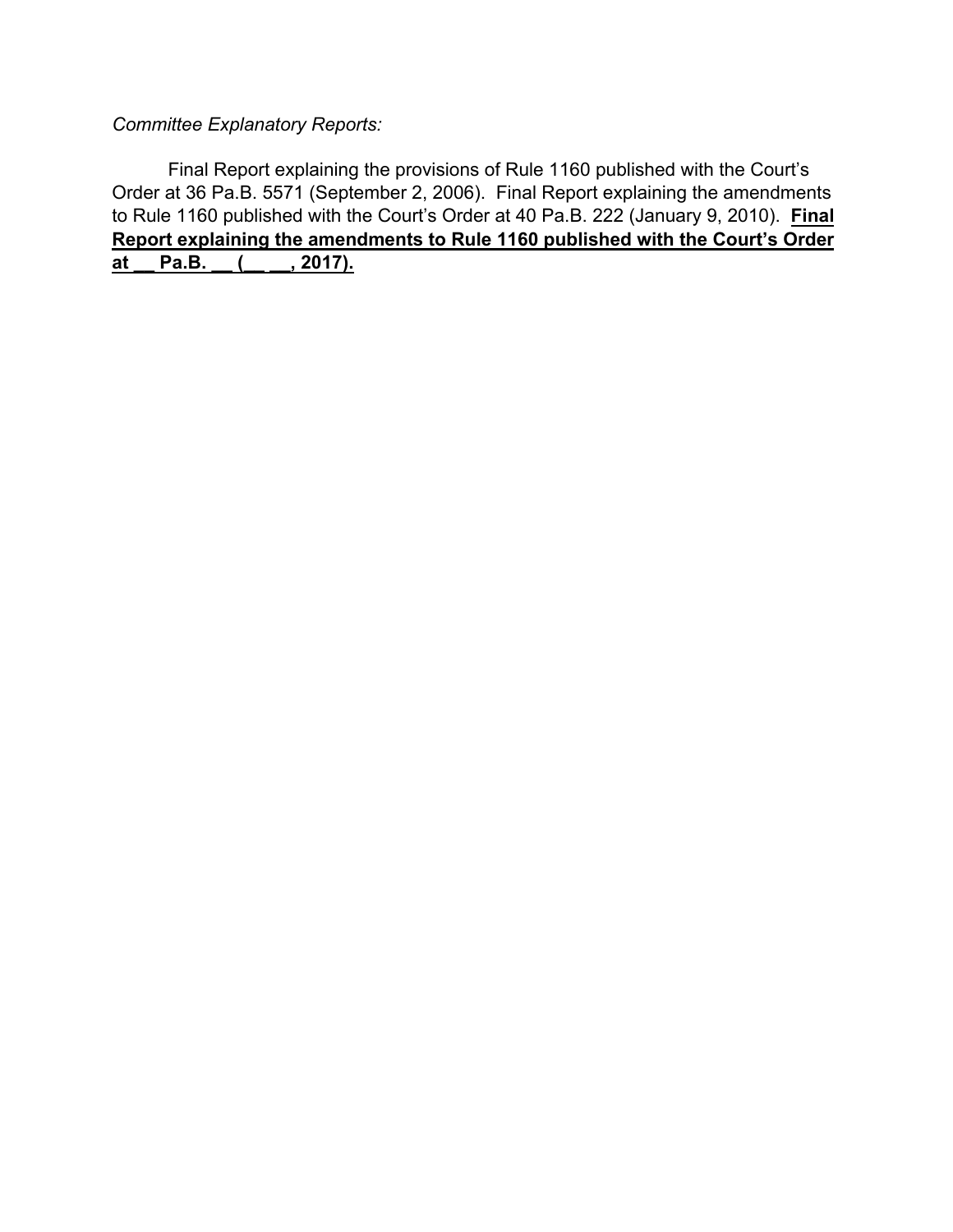*Committee Explanatory Reports:*

Final Report explaining the provisions of Rule 1160 published with the Court's Order at 36 Pa.B. 5571 (September 2, 2006). Final Report explaining the amendments to Rule 1160 published with the Court's Order at 40 Pa.B. 222 (January 9, 2010). **<u>Final Report explaining the amendments to Rule 1160 published with the Court's Order at __ Pa.B. __ (__ __, 2017).</u>**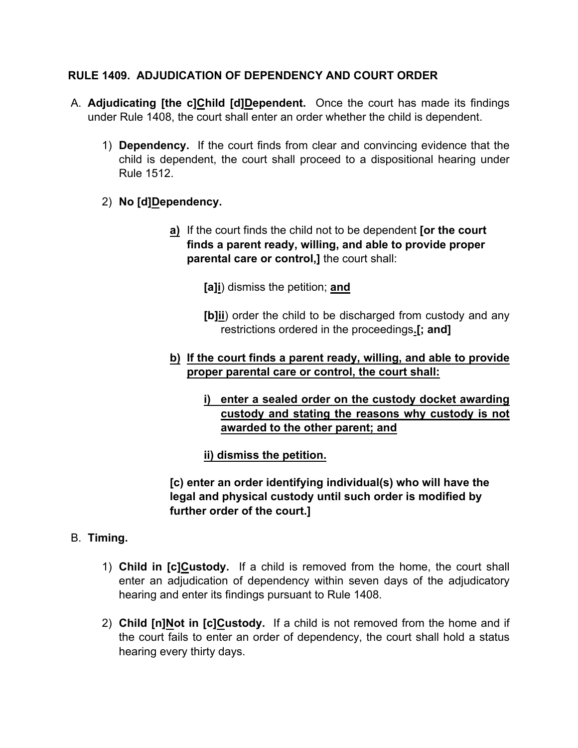**RULE 1409. ADJUDICATION OF DEPENDENCY AND COURT ORDER**

A. **Adjudicating [the c]<u>C</u>hild [d]<u>D</u>ependent.** Once the court has made its findings under Rule 1408, the court shall enter an order whether the child is dependent.

1) **Dependency.** If the court finds from clear and convincing evidence that the child is dependent, the court shall proceed to a dispositional hearing under Rule 1512.

2) **No [d]<u>D</u>ependency.**

<u>**a)**</u> If the court finds the child not to be dependent **[or the court finds a parent ready, willing, and able to provide proper parental care or control,]** the court shall:

**[a]<u>i</u>**) dismiss the petition; <u>**and**</u>

**[b]<u>ii</u>**) order the child to be discharged from custody and any restrictions ordered in the proceedings<u>**.**</u>**[; and]**

<u>**b) If the court finds a parent ready, willing, and able to provide proper parental care or control, the court shall:**</u>

<u>**i) enter a sealed order on the custody docket awarding custody and stating the reasons why custody is not awarded to the other parent; and**</u>

<u>**ii) dismiss the petition.**</u>

**[c) enter an order identifying individual(s) who will have the legal and physical custody until such order is modified by further order of the court.]**

B. **Timing.**

1) **Child in [c]<u>C</u>ustody.** If a child is removed from the home, the court shall enter an adjudication of dependency within seven days of the adjudicatory hearing and enter its findings pursuant to Rule 1408.

2) **Child [n]<u>N</u>ot in [c]<u>C</u>ustody.** If a child is not removed from the home and if the court fails to enter an order of dependency, the court shall hold a status hearing every thirty days.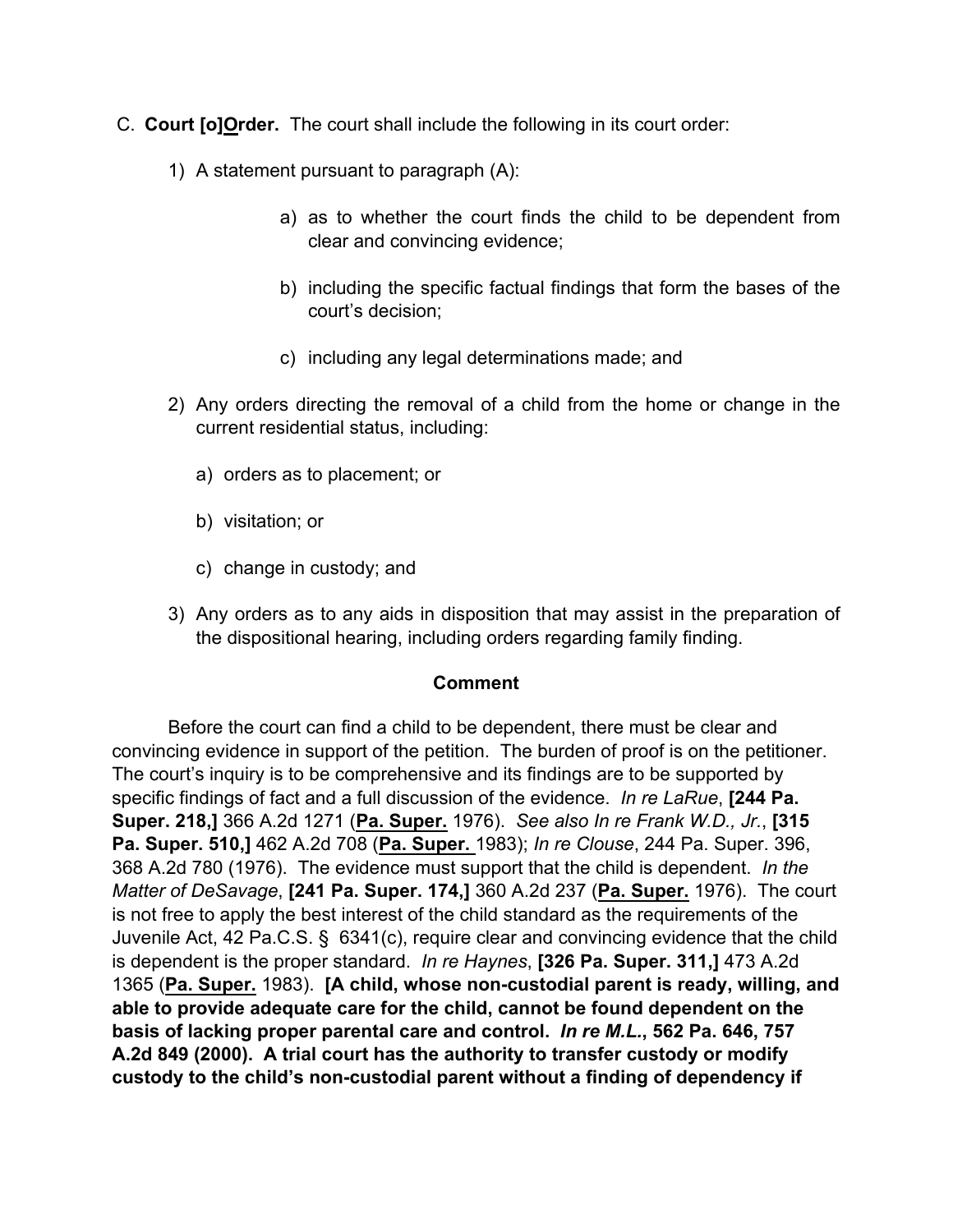C. **Court [o]<u>O</u>rder.** The court shall include the following in its court order:

1) A statement pursuant to paragraph (A):

    a) as to whether the court finds the child to be dependent from clear and convincing evidence;

    b) including the specific factual findings that form the bases of the court's decision;

    c) including any legal determinations made; and

2) Any orders directing the removal of a child from the home or change in the current residential status, including:

    a) orders as to placement; or

    b) visitation; or

    c) change in custody; and

3) Any orders as to any aids in disposition that may assist in the preparation of the dispositional hearing, including orders regarding family finding.

**Comment**

Before the court can find a child to be dependent, there must be clear and convincing evidence in support of the petition. The burden of proof is on the petitioner. The court's inquiry is to be comprehensive and its findings are to be supported by specific findings of fact and a full discussion of the evidence. *In re LaRue*, **[244 Pa. Super. 218,]** 366 A.2d 1271 (**<u>Pa. Super.</u>** 1976). *See also In re Frank W.D., Jr.*, **[315 Pa. Super. 510,]** 462 A.2d 708 (**<u>Pa. Super.</u>** 1983); *In re Clouse*, 244 Pa. Super. 396, 368 A.2d 780 (1976). The evidence must support that the child is dependent. *In the Matter of DeSavage*, **[241 Pa. Super. 174,]** 360 A.2d 237 (**<u>Pa. Super.</u>** 1976). The court is not free to apply the best interest of the child standard as the requirements of the Juvenile Act, 42 Pa.C.S. § 6341(c), require clear and convincing evidence that the child is dependent is the proper standard. *In re Haynes*, **[326 Pa. Super. 311,]** 473 A.2d 1365 (**<u>Pa. Super.</u>** 1983). **[A child, whose non-custodial parent is ready, willing, and able to provide adequate care for the child, cannot be found dependent on the basis of lacking proper parental care and control. *In re M.L.*, 562 Pa. 646, 757 A.2d 849 (2000). A trial court has the authority to transfer custody or modify custody to the child's non-custodial parent without a finding of dependency if**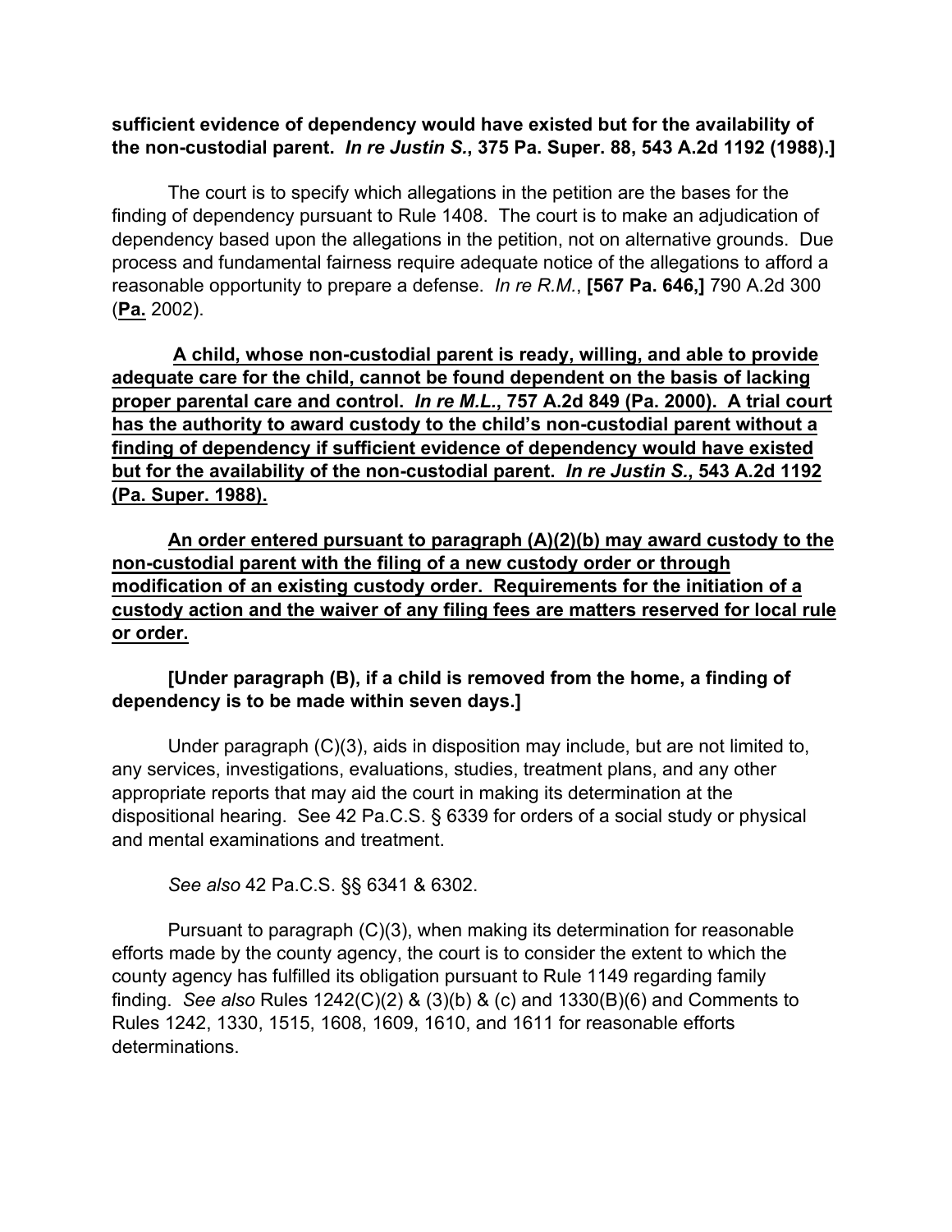**sufficient evidence of dependency would have existed but for the availability of the non-custodial parent. *In re Justin S.*, 375 Pa. Super. 88, 543 A.2d 1192 (1988).]**

The court is to specify which allegations in the petition are the bases for the finding of dependency pursuant to Rule 1408. The court is to make an adjudication of dependency based upon the allegations in the petition, not on alternative grounds. Due process and fundamental fairness require adequate notice of the allegations to afford a reasonable opportunity to prepare a defense. *In re R.M.*, **[567 Pa. 646,]** 790 A.2d 300 (<u>**Pa.**</u> 2002).

<u>**A child, whose non-custodial parent is ready, willing, and able to provide adequate care for the child, cannot be found dependent on the basis of lacking proper parental care and control. *In re M.L.*, 757 A.2d 849 (Pa. 2000). A trial court has the authority to award custody to the child's non-custodial parent without a finding of dependency if sufficient evidence of dependency would have existed but for the availability of the non-custodial parent. *In re Justin S.*, 543 A.2d 1192 (Pa. Super. 1988).**</u>

<u>**An order entered pursuant to paragraph (A)(2)(b) may award custody to the non-custodial parent with the filing of a new custody order or through modification of an existing custody order. Requirements for the initiation of a custody action and the waiver of any filing fees are matters reserved for local rule or order.**</u>

**[Under paragraph (B), if a child is removed from the home, a finding of dependency is to be made within seven days.]**

Under paragraph (C)(3), aids in disposition may include, but are not limited to, any services, investigations, evaluations, studies, treatment plans, and any other appropriate reports that may aid the court in making its determination at the dispositional hearing. See 42 Pa.C.S. § 6339 for orders of a social study or physical and mental examinations and treatment.

*See also* 42 Pa.C.S. §§ 6341 & 6302.

Pursuant to paragraph (C)(3), when making its determination for reasonable efforts made by the county agency, the court is to consider the extent to which the county agency has fulfilled its obligation pursuant to Rule 1149 regarding family finding. *See also* Rules 1242(C)(2) & (3)(b) & (c) and 1330(B)(6) and Comments to Rules 1242, 1330, 1515, 1608, 1609, 1610, and 1611 for reasonable efforts determinations.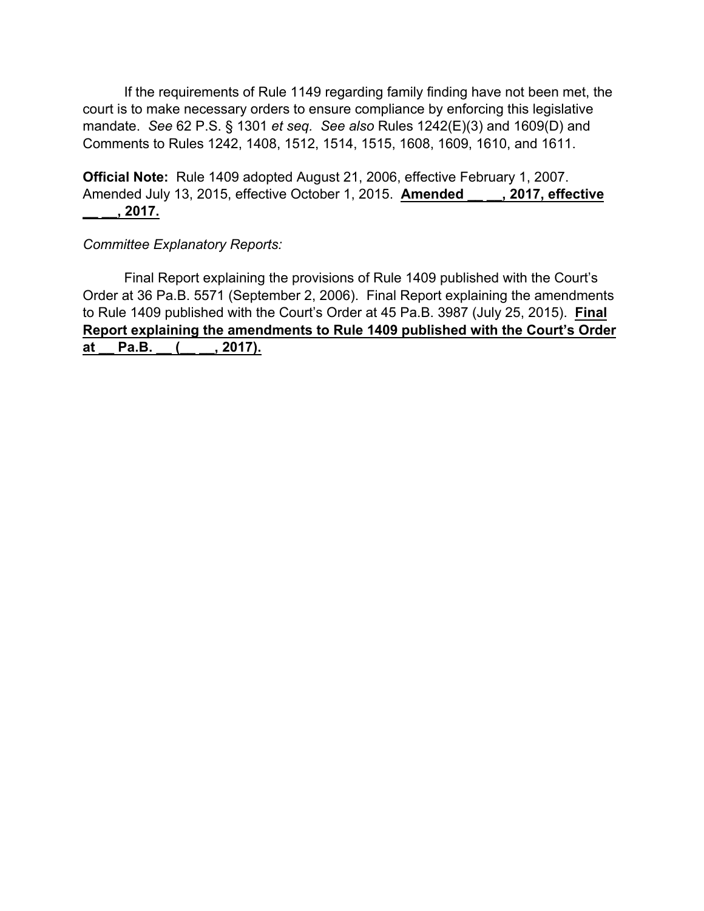If the requirements of Rule 1149 regarding family finding have not been met, the court is to make necessary orders to ensure compliance by enforcing this legislative mandate. *See* 62 P.S. § 1301 *et seq.* *See also* Rules 1242(E)(3) and 1609(D) and Comments to Rules 1242, 1408, 1512, 1514, 1515, 1608, 1609, 1610, and 1611.

**Official Note:** Rule 1409 adopted August 21, 2006, effective February 1, 2007. Amended July 13, 2015, effective October 1, 2015. <u>**Amended __ __, 2017, effective __ __, 2017.**</u>

*Committee Explanatory Reports:*

Final Report explaining the provisions of Rule 1409 published with the Court's Order at 36 Pa.B. 5571 (September 2, 2006). Final Report explaining the amendments to Rule 1409 published with the Court's Order at 45 Pa.B. 3987 (July 25, 2015). <u>**Final Report explaining the amendments to Rule 1409 published with the Court's Order at __ Pa.B. __ (__ __, 2017).**</u>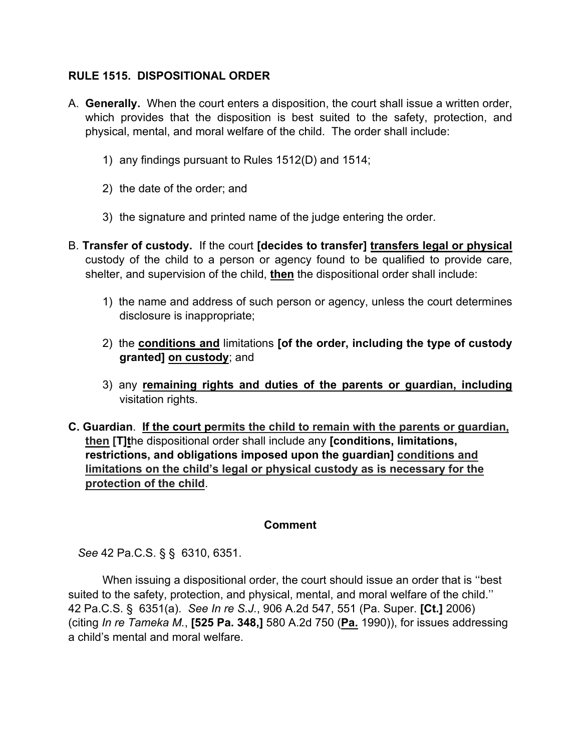**RULE 1515. DISPOSITIONAL ORDER**

A. **Generally.** When the court enters a disposition, the court shall issue a written order, which provides that the disposition is best suited to the safety, protection, and physical, mental, and moral welfare of the child. The order shall include:

1) any findings pursuant to Rules 1512(D) and 1514;

2) the date of the order; and

3) the signature and printed name of the judge entering the order.

B. **Transfer of custody.** If the court **[decides to transfer]** **<u>transfers legal or physical</u>** custody of the child to a person or agency found to be qualified to provide care, shelter, and supervision of the child, **<u>then</u>** the dispositional order shall include:

1) the name and address of such person or agency, unless the court determines disclosure is inappropriate;

2) the **<u>conditions and</u>** limitations **[of the order, including the type of custody granted]** **<u>on custody</u>**; and

3) any **<u>remaining rights and duties of the parents or guardian, including</u>** visitation rights.

**C. Guardian**. **<u>If the court permits the child to remain with the parents or guardian, then</u>** **[T]<u>t</u>**he dispositional order shall include any **[conditions, limitations, restrictions, and obligations imposed upon the guardian]** <u>conditions and limitations on the child's legal or physical custody as is necessary for the protection of the child</u>.

**Comment**

*See* 42 Pa.C.S. § § 6310, 6351.

When issuing a dispositional order, the court should issue an order that is ''best suited to the safety, protection, and physical, mental, and moral welfare of the child.'' 42 Pa.C.S. § 6351(a). *See In re S.J.*, 906 A.2d 547, 551 (Pa. Super. **[Ct.]** 2006) (citing *In re Tameka M.*, **[525 Pa. 348,]** 580 A.2d 750 (**<u>Pa.</u>** 1990)), for issues addressing a child's mental and moral welfare.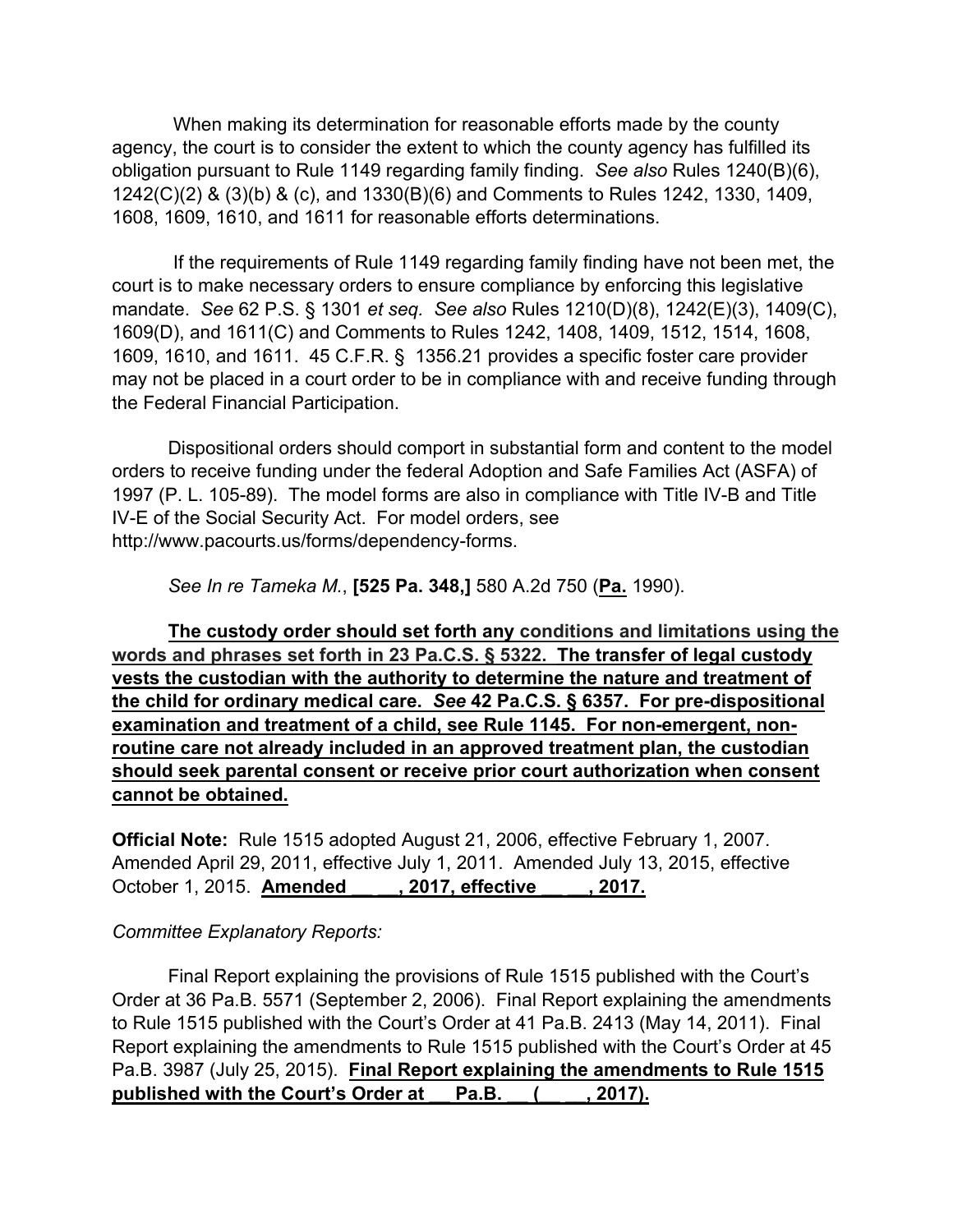When making its determination for reasonable efforts made by the county agency, the court is to consider the extent to which the county agency has fulfilled its obligation pursuant to Rule 1149 regarding family finding. *See also* Rules 1240(B)(6), 1242(C)(2) & (3)(b) & (c), and 1330(B)(6) and Comments to Rules 1242, 1330, 1409, 1608, 1609, 1610, and 1611 for reasonable efforts determinations.

If the requirements of Rule 1149 regarding family finding have not been met, the court is to make necessary orders to ensure compliance by enforcing this legislative mandate. *See* 62 P.S. § 1301 *et seq.* *See also* Rules 1210(D)(8), 1242(E)(3), 1409(C), 1609(D), and 1611(C) and Comments to Rules 1242, 1408, 1409, 1512, 1514, 1608, 1609, 1610, and 1611. 45 C.F.R. § 1356.21 provides a specific foster care provider may not be placed in a court order to be in compliance with and receive funding through the Federal Financial Participation.

Dispositional orders should comport in substantial form and content to the model orders to receive funding under the federal Adoption and Safe Families Act (ASFA) of 1997 (P. L. 105-89). The model forms are also in compliance with Title IV-B and Title IV-E of the Social Security Act. For model orders, see http://www.pacourts.us/forms/dependency-forms.

*See In re Tameka M.*, **[525 Pa. 348,]** 580 A.2d 750 (<u>**Pa.**</u> 1990).

<u>**The custody order should set forth any conditions and limitations using the words and phrases set forth in 23 Pa.C.S. § 5322. The transfer of legal custody vests the custodian with the authority to determine the nature and treatment of the child for ordinary medical care. *See* 42 Pa.C.S. § 6357. For pre-dispositional examination and treatment of a child, see Rule 1145. For non-emergent, non-routine care not already included in an approved treatment plan, the custodian should seek parental consent or receive prior court authorization when consent cannot be obtained.**</u>

**Official Note:** Rule 1515 adopted August 21, 2006, effective February 1, 2007. Amended April 29, 2011, effective July 1, 2011. Amended July 13, 2015, effective October 1, 2015. <u>**Amended \_\_ \_\_, 2017, effective \_\_ \_\_, 2017.**</u>

*Committee Explanatory Reports:*

Final Report explaining the provisions of Rule 1515 published with the Court's Order at 36 Pa.B. 5571 (September 2, 2006). Final Report explaining the amendments to Rule 1515 published with the Court's Order at 41 Pa.B. 2413 (May 14, 2011). Final Report explaining the amendments to Rule 1515 published with the Court's Order at 45 Pa.B. 3987 (July 25, 2015). <u>**Final Report explaining the amendments to Rule 1515 published with the Court's Order at \_\_ Pa.B. \_\_ (\_\_ \_\_, 2017).**</u>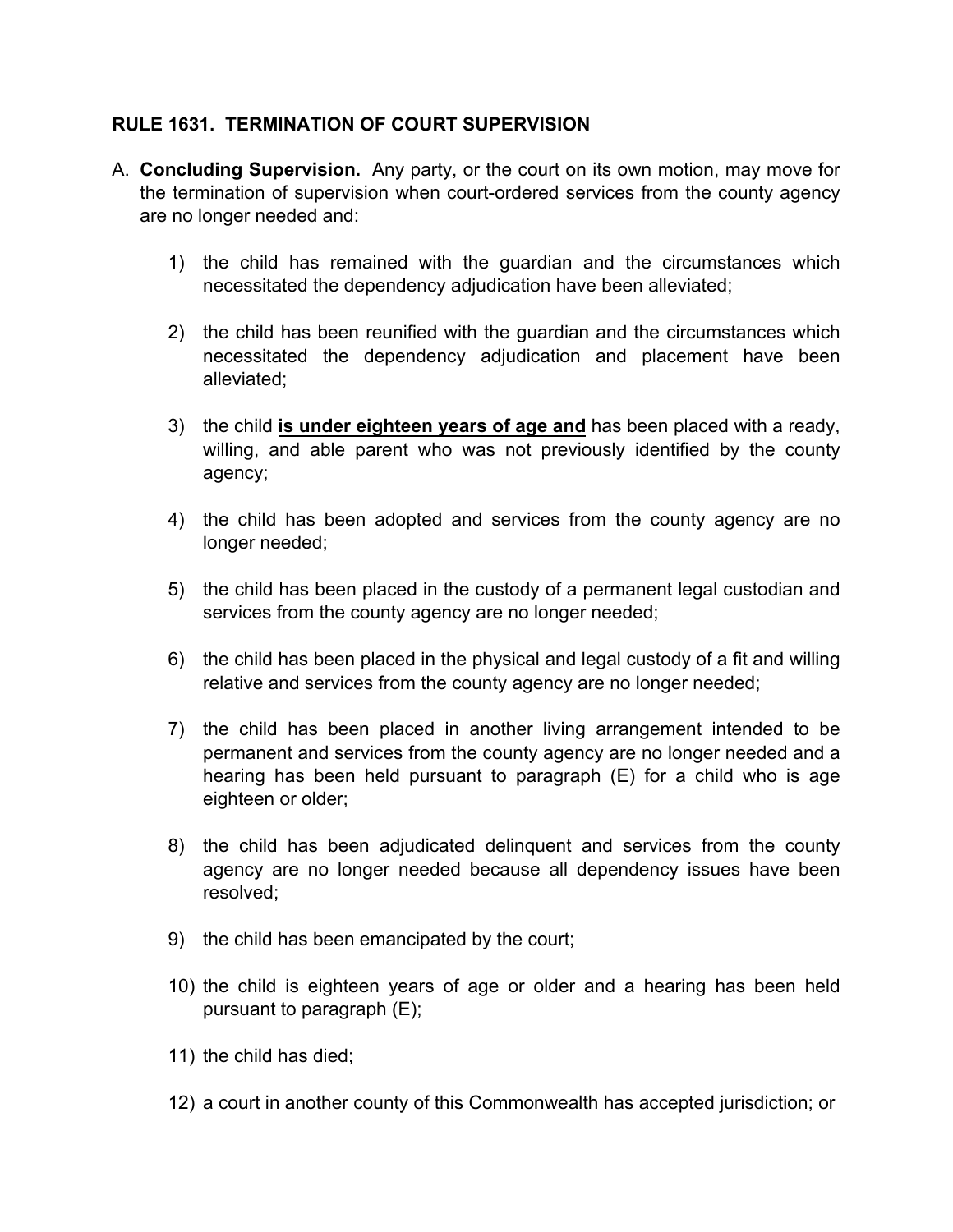### RULE 1631. TERMINATION OF COURT SUPERVISION

A. **Concluding Supervision.** Any party, or the court on its own motion, may move for the termination of supervision when court-ordered services from the county agency are no longer needed and:

1) the child has remained with the guardian and the circumstances which necessitated the dependency adjudication have been alleviated;

2) the child has been reunified with the guardian and the circumstances which necessitated the dependency adjudication and placement have been alleviated;

3) the child **<u>is under eighteen years of age and</u>** has been placed with a ready, willing, and able parent who was not previously identified by the county agency;

4) the child has been adopted and services from the county agency are no longer needed;

5) the child has been placed in the custody of a permanent legal custodian and services from the county agency are no longer needed;

6) the child has been placed in the physical and legal custody of a fit and willing relative and services from the county agency are no longer needed;

7) the child has been placed in another living arrangement intended to be permanent and services from the county agency are no longer needed and a hearing has been held pursuant to paragraph (E) for a child who is age eighteen or older;

8) the child has been adjudicated delinquent and services from the county agency are no longer needed because all dependency issues have been resolved;

9) the child has been emancipated by the court;

10) the child is eighteen years of age or older and a hearing has been held pursuant to paragraph (E);

11) the child has died;

12) a court in another county of this Commonwealth has accepted jurisdiction; or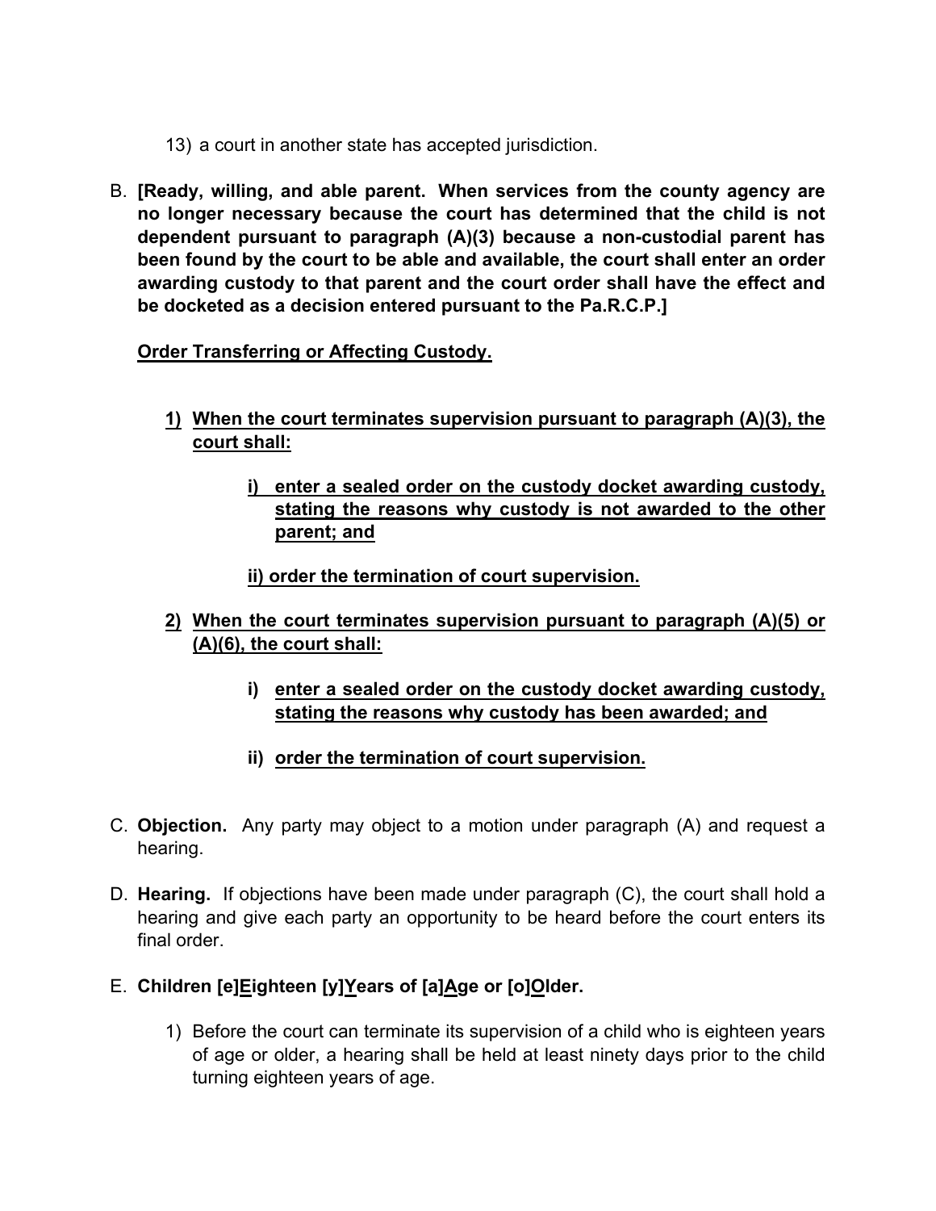13) a court in another state has accepted jurisdiction.

B. **[Ready, willing, and able parent. When services from the county agency are no longer necessary because the court has determined that the child is not dependent pursuant to paragraph (A)(3) because a non-custodial parent has been found by the court to be able and available, the court shall enter an order awarding custody to that parent and the court order shall have the effect and be docketed as a decision entered pursuant to the Pa.R.C.P.]**

   **<u>Order Transferring or Affecting Custody.</u>**

   **<u>1)</u> <u>When the court terminates supervision pursuant to paragraph (A)(3), the court shall:</u>**

   **<u>i) enter a sealed order on the custody docket awarding custody, stating the reasons why custody is not awarded to the other parent; and</u>**

   **<u>ii) order the termination of court supervision.</u>**

   **<u>2)</u> <u>When the court terminates supervision pursuant to paragraph (A)(5) or (A)(6), the court shall:</u>**

   **i) <u>enter a sealed order on the custody docket awarding custody, stating the reasons why custody has been awarded; and</u>**

   **ii) <u>order the termination of court supervision.</u>**

C. **Objection.** Any party may object to a motion under paragraph (A) and request a hearing.

D. **Hearing.** If objections have been made under paragraph (C), the court shall hold a hearing and give each party an opportunity to be heard before the court enters its final order.

E. **Children [e]<u>E</u>ighteen [y]<u>Y</u>ears of [a]<u>A</u>ge or [o]<u>O</u>lder.**

   1) Before the court can terminate its supervision of a child who is eighteen years of age or older, a hearing shall be held at least ninety days prior to the child turning eighteen years of age.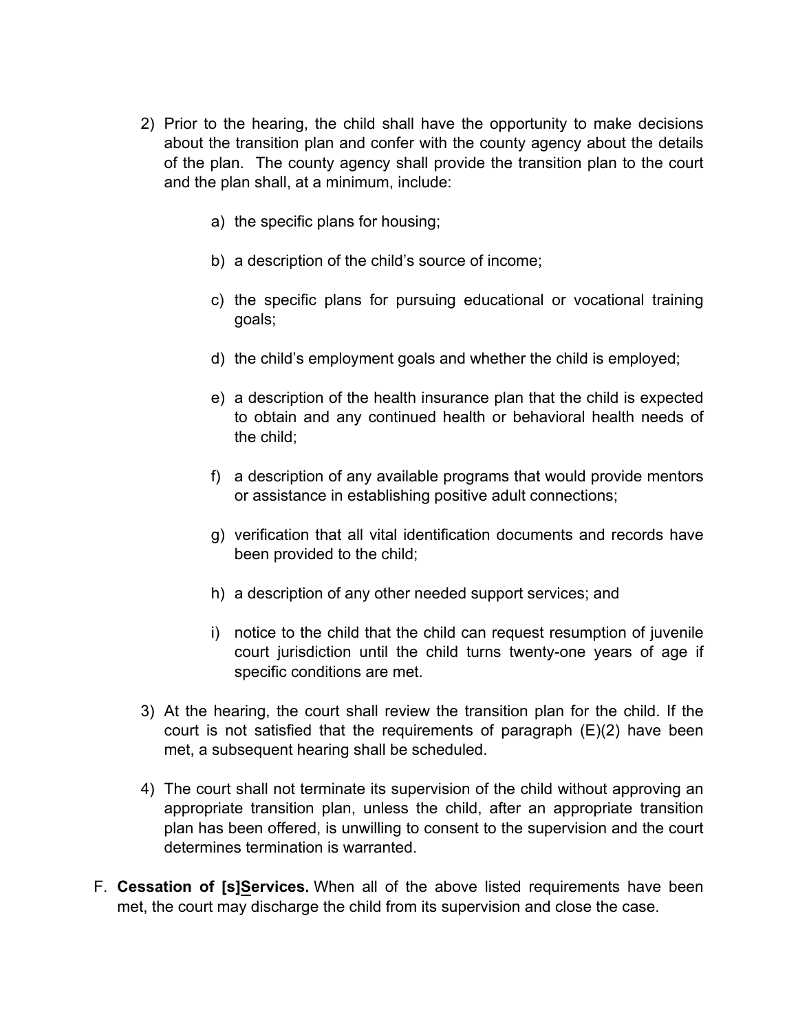2) Prior to the hearing, the child shall have the opportunity to make decisions about the transition plan and confer with the county agency about the details of the plan. The county agency shall provide the transition plan to the court and the plan shall, at a minimum, include:

   a) the specific plans for housing;

   b) a description of the child's source of income;

   c) the specific plans for pursuing educational or vocational training goals;

   d) the child's employment goals and whether the child is employed;

   e) a description of the health insurance plan that the child is expected to obtain and any continued health or behavioral health needs of the child;

   f) a description of any available programs that would provide mentors or assistance in establishing positive adult connections;

   g) verification that all vital identification documents and records have been provided to the child;

   h) a description of any other needed support services; and

   i) notice to the child that the child can request resumption of juvenile court jurisdiction until the child turns twenty-one years of age if specific conditions are met.

3) At the hearing, the court shall review the transition plan for the child. If the court is not satisfied that the requirements of paragraph (E)(2) have been met, a subsequent hearing shall be scheduled.

4) The court shall not terminate its supervision of the child without approving an appropriate transition plan, unless the child, after an appropriate transition plan has been offered, is unwilling to consent to the supervision and the court determines termination is warranted.

F. **Cessation of [s]<u>S</u>ervices.** When all of the above listed requirements have been met, the court may discharge the child from its supervision and close the case.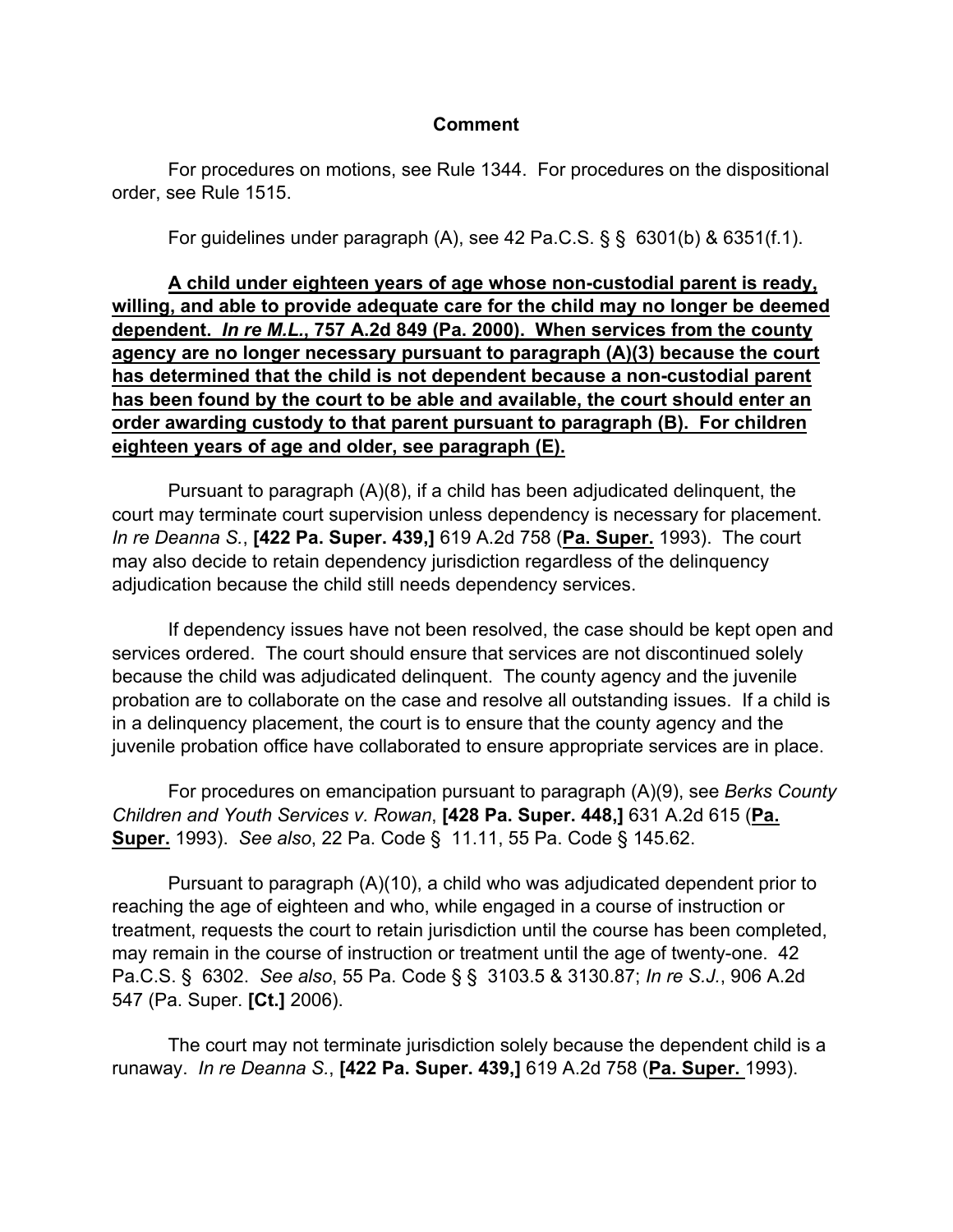**Comment**

For procedures on motions, see Rule 1344. For procedures on the dispositional order, see Rule 1515.

For guidelines under paragraph (A), see 42 Pa.C.S. § § 6301(b) & 6351(f.1).

**A child under eighteen years of age whose non-custodial parent is ready, willing, and able to provide adequate care for the child may no longer be deemed dependent. *In re M.L.*, 757 A.2d 849 (Pa. 2000). When services from the county agency are no longer necessary pursuant to paragraph (A)(3) because the court has determined that the child is not dependent because a non-custodial parent has been found by the court to be able and available, the court should enter an order awarding custody to that parent pursuant to paragraph (B). For children eighteen years of age and older, see paragraph (E).**

Pursuant to paragraph (A)(8), if a child has been adjudicated delinquent, the court may terminate court supervision unless dependency is necessary for placement. *In re Deanna S.*, **[422 Pa. Super. 439,]** 619 A.2d 758 (**Pa. Super.** 1993). The court may also decide to retain dependency jurisdiction regardless of the delinquency adjudication because the child still needs dependency services.

If dependency issues have not been resolved, the case should be kept open and services ordered. The court should ensure that services are not discontinued solely because the child was adjudicated delinquent. The county agency and the juvenile probation are to collaborate on the case and resolve all outstanding issues. If a child is in a delinquency placement, the court is to ensure that the county agency and the juvenile probation office have collaborated to ensure appropriate services are in place.

For procedures on emancipation pursuant to paragraph (A)(9), see *Berks County Children and Youth Services v. Rowan*, **[428 Pa. Super. 448,]** 631 A.2d 615 (**Pa. Super.** 1993). *See also*, 22 Pa. Code § 11.11, 55 Pa. Code § 145.62.

Pursuant to paragraph (A)(10), a child who was adjudicated dependent prior to reaching the age of eighteen and who, while engaged in a course of instruction or treatment, requests the court to retain jurisdiction until the course has been completed, may remain in the course of instruction or treatment until the age of twenty-one. 42 Pa.C.S. § 6302. *See also*, 55 Pa. Code § § 3103.5 & 3130.87; *In re S.J.*, 906 A.2d 547 (Pa. Super. **[Ct.]** 2006).

The court may not terminate jurisdiction solely because the dependent child is a runaway. *In re Deanna S.*, **[422 Pa. Super. 439,]** 619 A.2d 758 (**Pa. Super.** 1993).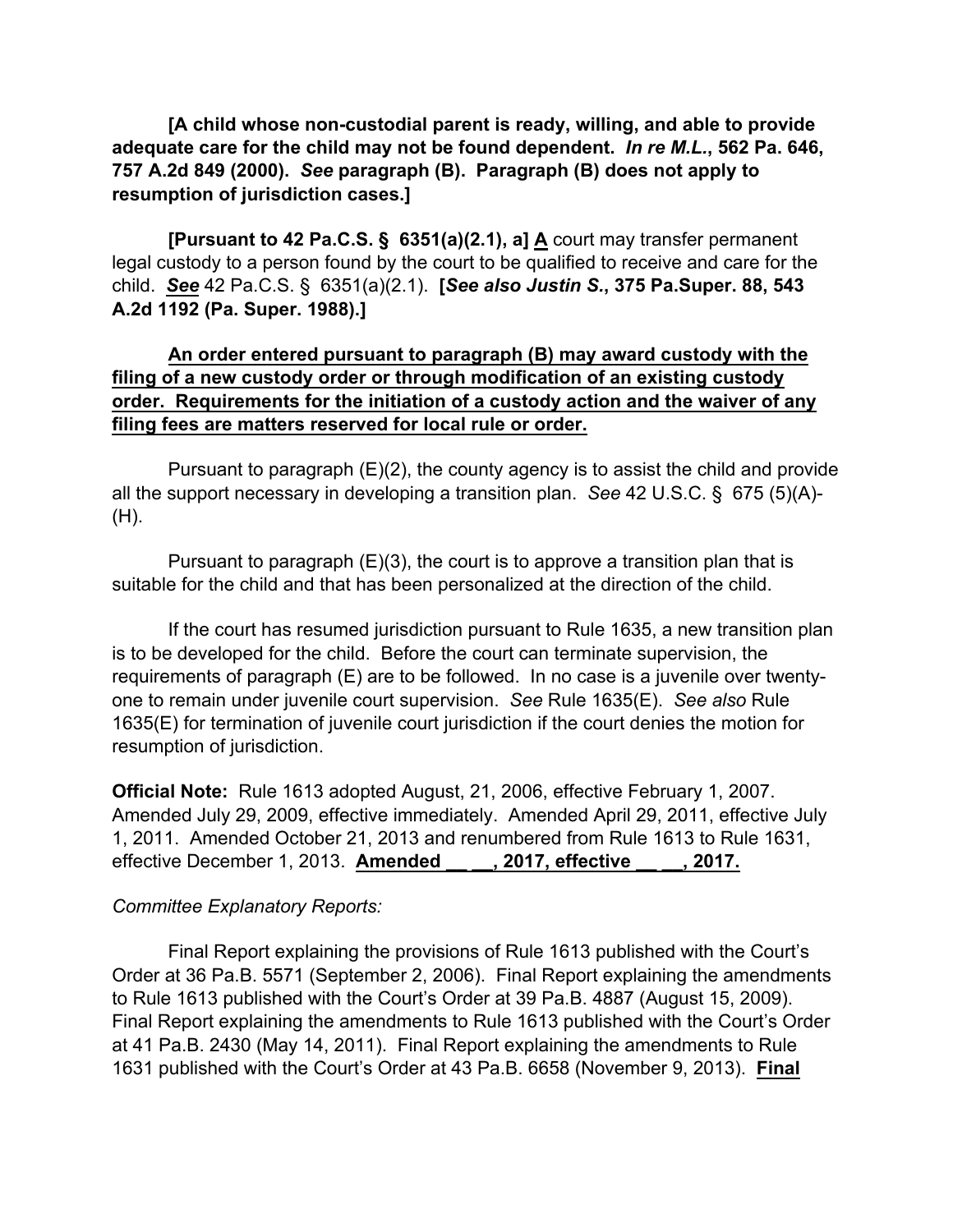**[A child whose non-custodial parent is ready, willing, and able to provide adequate care for the child may not be found dependent. *In re M.L.*, 562 Pa. 646, 757 A.2d 849 (2000). *See* paragraph (B). Paragraph (B) does not apply to resumption of jurisdiction cases.]**

**[Pursuant to 42 Pa.C.S. § 6351(a)(2.1), a]** <u>**A**</u> court may transfer permanent legal custody to a person found by the court to be qualified to receive and care for the child. <u>***See***</u> 42 Pa.C.S. § 6351(a)(2.1). **[*See also Justin S.*, 375 Pa.Super. 88, 543 A.2d 1192 (Pa. Super. 1988).]**

<u>**An order entered pursuant to paragraph (B) may award custody with the filing of a new custody order or through modification of an existing custody order. Requirements for the initiation of a custody action and the waiver of any filing fees are matters reserved for local rule or order.**</u>

Pursuant to paragraph (E)(2), the county agency is to assist the child and provide all the support necessary in developing a transition plan. *See* 42 U.S.C. § 675 (5)(A)-(H).

Pursuant to paragraph (E)(3), the court is to approve a transition plan that is suitable for the child and that has been personalized at the direction of the child.

If the court has resumed jurisdiction pursuant to Rule 1635, a new transition plan is to be developed for the child. Before the court can terminate supervision, the requirements of paragraph (E) are to be followed. In no case is a juvenile over twenty-one to remain under juvenile court supervision. *See* Rule 1635(E). *See also* Rule 1635(E) for termination of juvenile court jurisdiction if the court denies the motion for resumption of jurisdiction.

**Official Note:** Rule 1613 adopted August, 21, 2006, effective February 1, 2007. Amended July 29, 2009, effective immediately. Amended April 29, 2011, effective July 1, 2011. Amended October 21, 2013 and renumbered from Rule 1613 to Rule 1631, effective December 1, 2013. <u>**Amended __ __, 2017, effective __ __, 2017.**</u>

*Committee Explanatory Reports:*

Final Report explaining the provisions of Rule 1613 published with the Court's Order at 36 Pa.B. 5571 (September 2, 2006). Final Report explaining the amendments to Rule 1613 published with the Court's Order at 39 Pa.B. 4887 (August 15, 2009). Final Report explaining the amendments to Rule 1613 published with the Court's Order at 41 Pa.B. 2430 (May 14, 2011). Final Report explaining the amendments to Rule 1631 published with the Court's Order at 43 Pa.B. 6658 (November 9, 2013). <u>**Final**</u>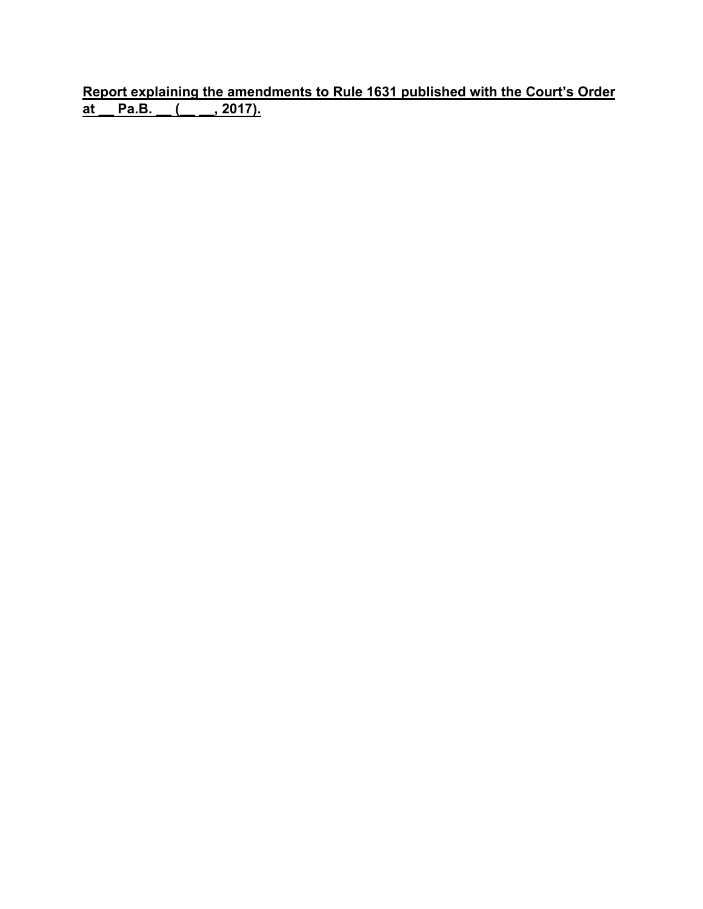**Report explaining the amendments to Rule 1631 published with the Court's Order at __ Pa.B. __ (__ __, 2017).**